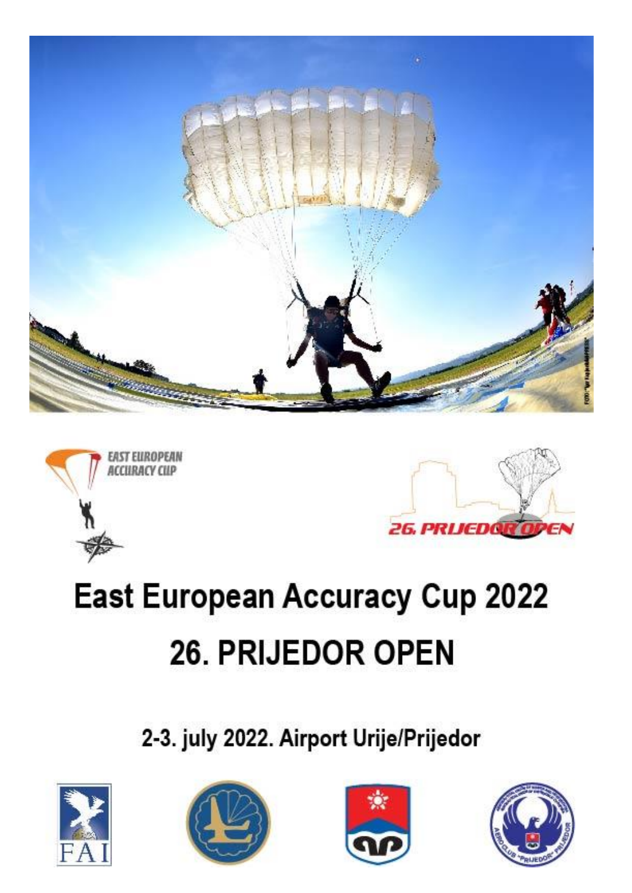# East European Accuracy Cup 2022

# 26. PRIJEDOR OPEN

2-3. july 2022. Airport Urije/Prijedor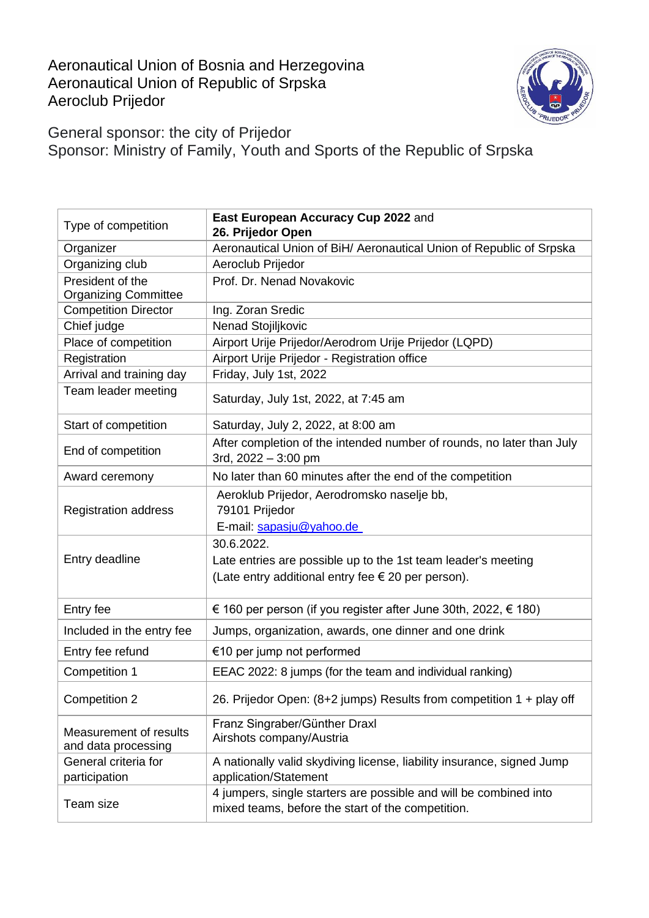Aeronautical Union of Bosnia and Herzegovina
Aeronautical Union of Republic of Srpska
Aeroclub Prijedor

General sponsor: the city of Prijedor
Sponsor: Ministry of Family, Youth and Sports of the Republic of Srpska

| Type of competition | **East European Accuracy Cup 2022** and **26. Prijedor Open** |
|---|---|
| Organizer | Aeronautical Union of BiH/ Aeronautical Union of Republic of Srpska |
| Organizing club | Aeroclub Prijedor |
| President of the Organizing Committee | Prof. Dr. Nenad Novakovic |
| Competition Director | Ing. Zoran Sredic |
| Chief judge | Nenad Stojiljkovic |
| Place of competition | Airport Urije Prijedor/Aerodrom Urije Prijedor (LQPD) |
| Registration | Airport Urije Prijedor - Registration office |
| Arrival and training day | Friday, July 1st, 2022 |
| Team leader meeting | Saturday, July 1st, 2022, at 7:45 am |
| Start of competition | Saturday, July 2, 2022, at 8:00 am |
| End of competition | After completion of the intended number of rounds, no later than July 3rd, 2022 – 3:00 pm |
| Award ceremony | No later than 60 minutes after the end of the competition |
| Registration address | Aeroklub Prijedor, Aerodromsko naselje bb, 79101 Prijedor E-mail: sapasju@yahoo.de |
| Entry deadline | 30.6.2022. Late entries are possible up to the 1st team leader's meeting (Late entry additional entry fee € 20 per person). |
| Entry fee | € 160 per person (if you register after June 30th, 2022, € 180) |
| Included in the entry fee | Jumps, organization, awards, one dinner and one drink |
| Entry fee refund | €10 per jump not performed |
| Competition 1 | EEAC 2022: 8 jumps (for the team and individual ranking) |
| Competition 2 | 26. Prijedor Open: (8+2 jumps) Results from competition 1 + play off |
| Measurement of results and data processing | Franz Singraber/Günther Draxl Airshots company/Austria |
| General criteria for participation | A nationally valid skydiving license, liability insurance, signed Jump application/Statement |
| Team size | 4 jumpers, single starters are possible and will be combined into mixed teams, before the start of the competition. |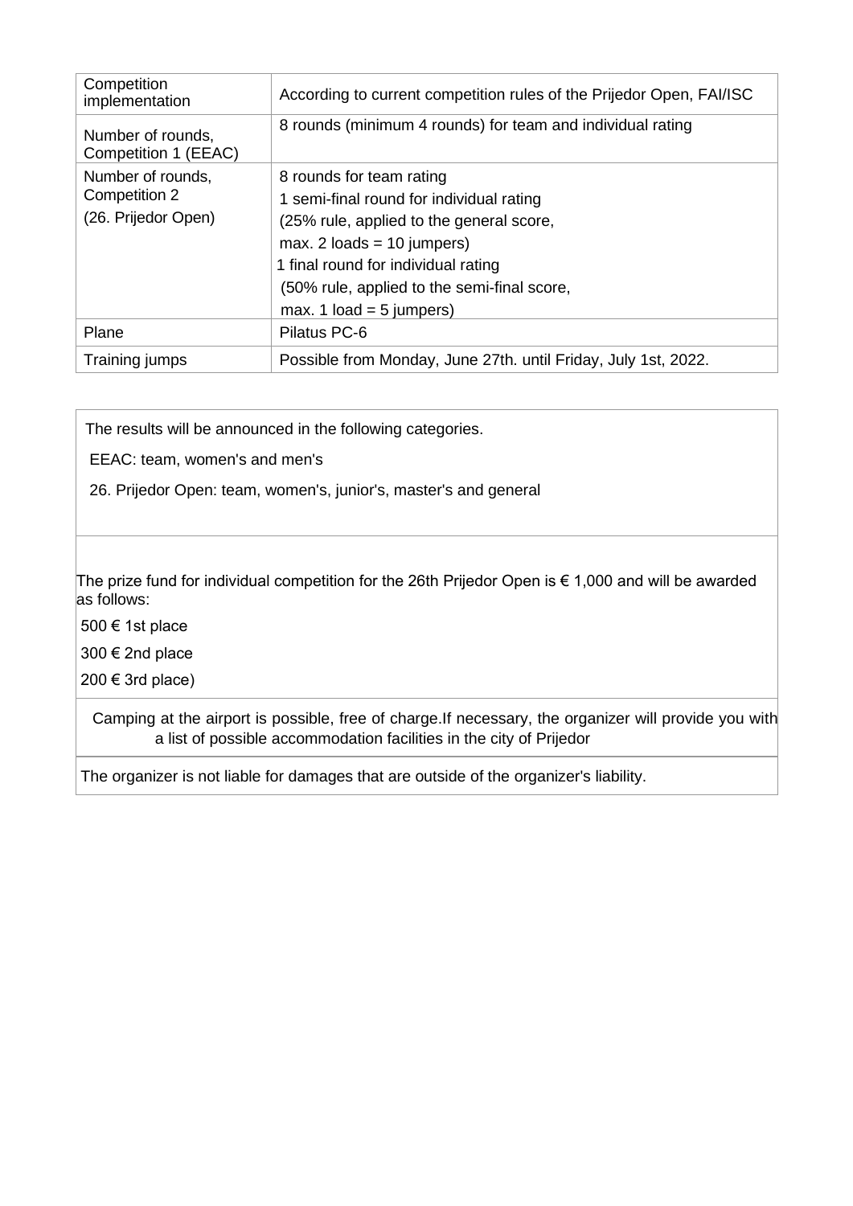| | |
|---|---|
| Competition implementation | According to current competition rules of the Prijedor Open, FAI/ISC |
| Number of rounds, Competition 1 (EEAC) | 8 rounds (minimum 4 rounds) for team and individual rating |
| Number of rounds, Competition 2 (26. Prijedor Open) | 8 rounds for team rating<br>1 semi-final round for individual rating<br>(25% rule, applied to the general score,<br>max. 2 loads = 10 jumpers)<br>1 final round for individual rating<br>(50% rule, applied to the semi-final score,<br>max. 1 load = 5 jumpers) |
| Plane | Pilatus PC-6 |
| Training jumps | Possible from Monday, June 27th. until Friday, July 1st, 2022. |

The results will be announced in the following categories.

EEAC: team, women's and men's

26. Prijedor Open: team, women's, junior's, master's and general

The prize fund for individual competition for the 26th Prijedor Open is € 1,000 and will be awarded as follows:

500 € 1st place

300 € 2nd place

200 € 3rd place)

Camping at the airport is possible, free of charge.If necessary, the organizer will provide you with a list of possible accommodation facilities in the city of Prijedor

The organizer is not liable for damages that are outside of the organizer's liability.